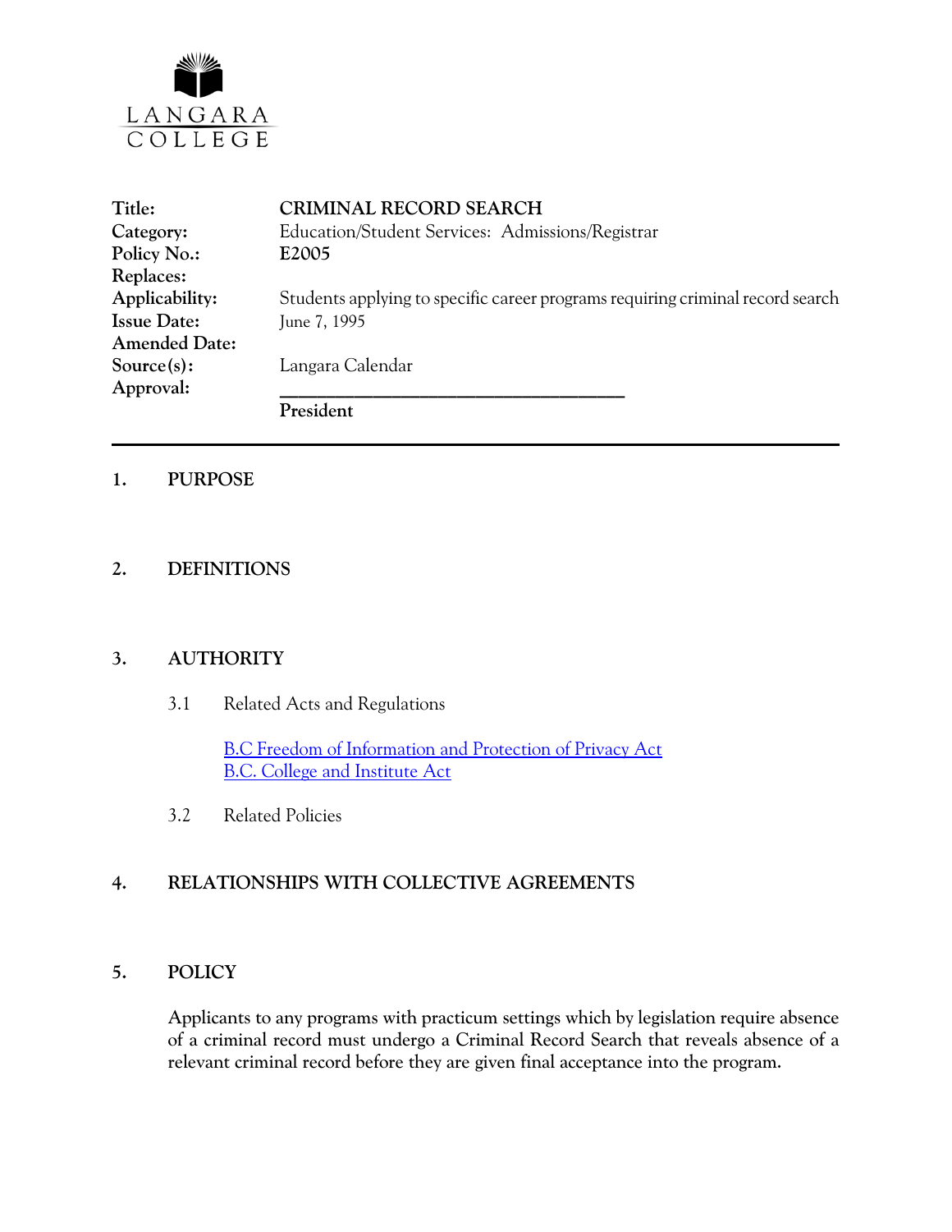LANGARA COLLEGE

| | |
|---|---|
| **Title:** | **CRIMINAL RECORD SEARCH** |
| **Category:** | Education/Student Services: Admissions/Registrar |
| **Policy No.:** | **E2005** |
| **Replaces:** | |
| **Applicability:** | Students applying to specific career programs requiring criminal record search |
| **Issue Date:** | June 7, 1995 |
| **Amended Date:** | |
| **Source(s):** | Langara Calendar |
| **Approval:** | ______________________________________ |
| | **President** |

---

## 1. PURPOSE

## 2. DEFINITIONS

## 3. AUTHORITY

3.1 Related Acts and Regulations

B.C Freedom of Information and Protection of Privacy Act
B.C. College and Institute Act

3.2 Related Policies

## 4. RELATIONSHIPS WITH COLLECTIVE AGREEMENTS

## 5. POLICY

**Applicants to any programs with practicum settings which by legislation require absence of a criminal record must undergo a Criminal Record Search that reveals absence of a relevant criminal record before they are given final acceptance into the program.**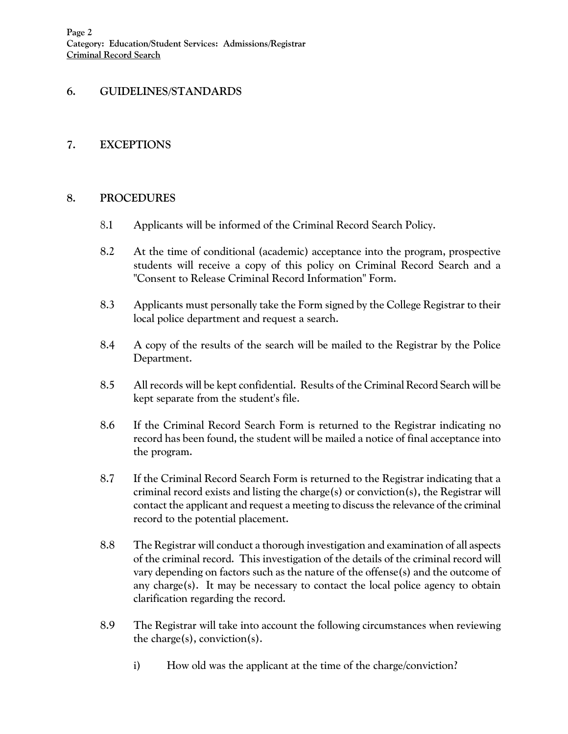## 6. GUIDELINES/STANDARDS

## 7. EXCEPTIONS

## 8. PROCEDURES

8.1 Applicants will be informed of the Criminal Record Search Policy.

8.2 At the time of conditional (academic) acceptance into the program, prospective students will receive a copy of this policy on Criminal Record Search and a "Consent to Release Criminal Record Information" Form.

8.3 Applicants must personally take the Form signed by the College Registrar to their local police department and request a search.

8.4 A copy of the results of the search will be mailed to the Registrar by the Police Department.

8.5 All records will be kept confidential. Results of the Criminal Record Search will be kept separate from the student's file.

8.6 If the Criminal Record Search Form is returned to the Registrar indicating no record has been found, the student will be mailed a notice of final acceptance into the program.

8.7 If the Criminal Record Search Form is returned to the Registrar indicating that a criminal record exists and listing the charge(s) or conviction(s), the Registrar will contact the applicant and request a meeting to discuss the relevance of the criminal record to the potential placement.

8.8 The Registrar will conduct a thorough investigation and examination of all aspects of the criminal record. This investigation of the details of the criminal record will vary depending on factors such as the nature of the offense(s) and the outcome of any charge(s). It may be necessary to contact the local police agency to obtain clarification regarding the record.

8.9 The Registrar will take into account the following circumstances when reviewing the charge(s), conviction(s).

i) How old was the applicant at the time of the charge/conviction?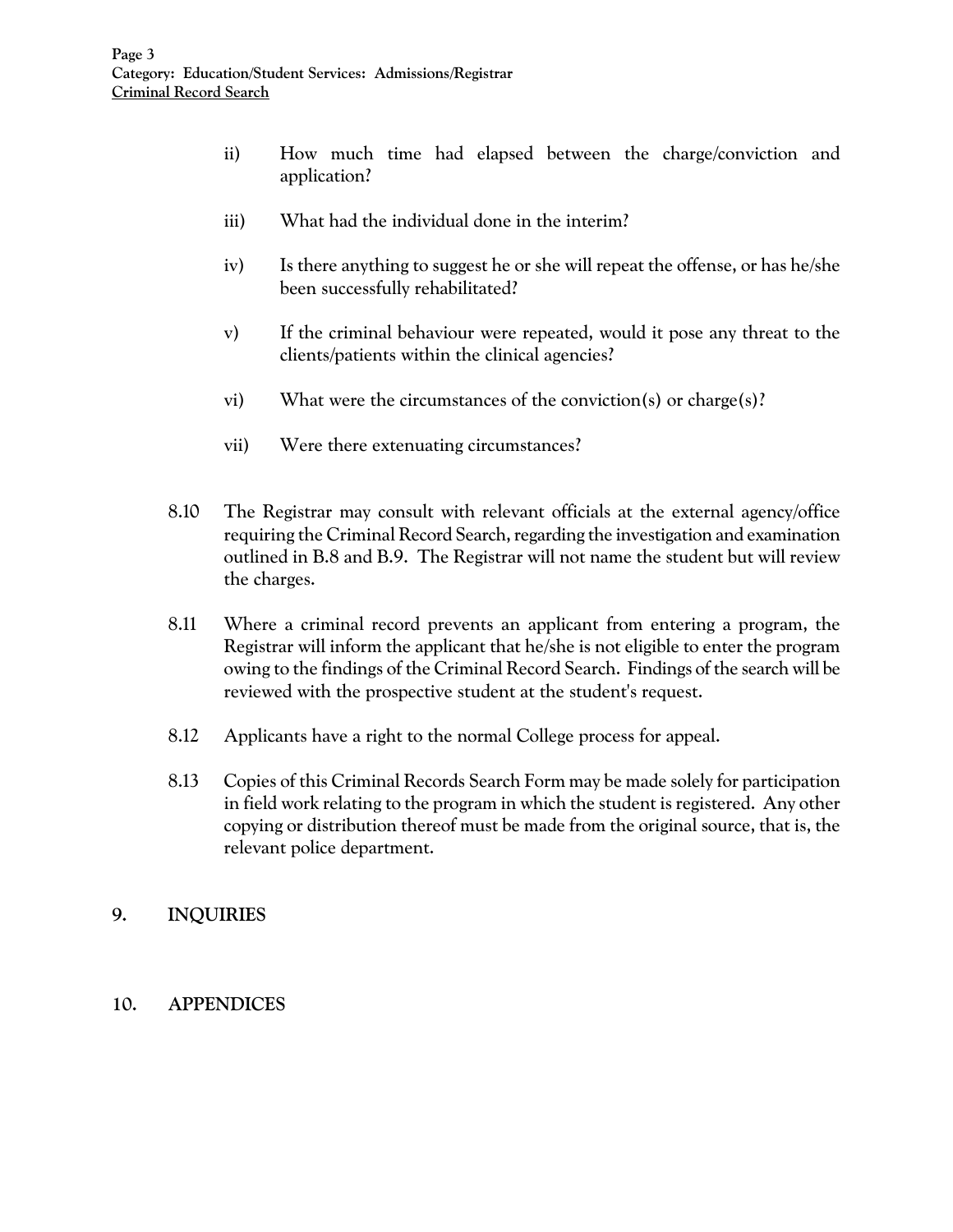ii) How much time had elapsed between the charge/conviction and application?

iii) What had the individual done in the interim?

iv) Is there anything to suggest he or she will repeat the offense, or has he/she been successfully rehabilitated?

v) If the criminal behaviour were repeated, would it pose any threat to the clients/patients within the clinical agencies?

vi) What were the circumstances of the conviction(s) or charge(s)?

vii) Were there extenuating circumstances?

8.10 The Registrar may consult with relevant officials at the external agency/office requiring the Criminal Record Search, regarding the investigation and examination outlined in B.8 and B.9. The Registrar will not name the student but will review the charges.

8.11 Where a criminal record prevents an applicant from entering a program, the Registrar will inform the applicant that he/she is not eligible to enter the program owing to the findings of the Criminal Record Search. Findings of the search will be reviewed with the prospective student at the student's request.

8.12 Applicants have a right to the normal College process for appeal.

8.13 Copies of this Criminal Records Search Form may be made solely for participation in field work relating to the program in which the student is registered. Any other copying or distribution thereof must be made from the original source, that is, the relevant police department.

## 9. INQUIRIES

## 10. APPENDICES